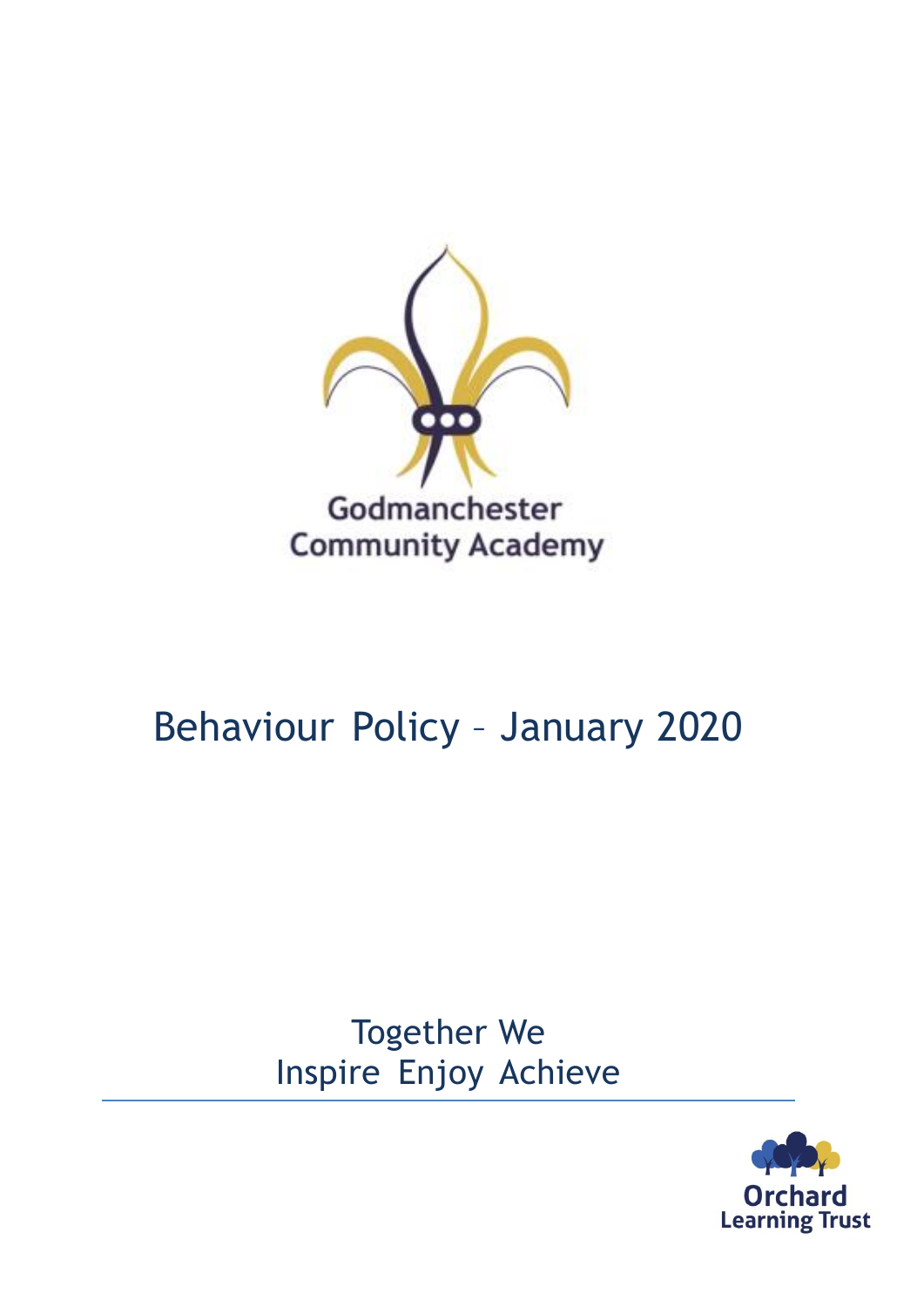Godmanchester Community Academy

# Behaviour Policy – January 2020

Together We
Inspire Enjoy Achieve

Orchard Learning Trust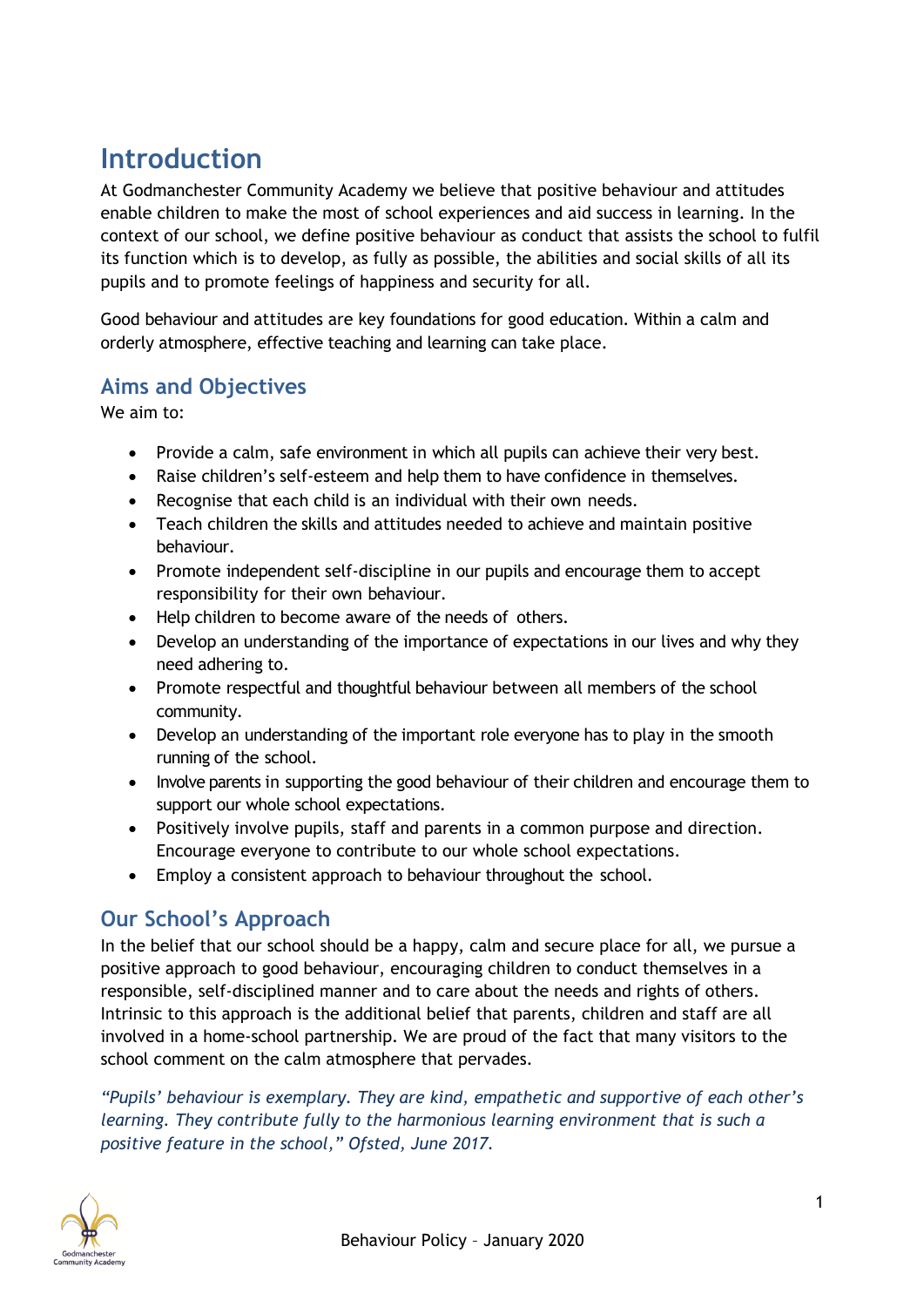# Introduction

At Godmanchester Community Academy we believe that positive behaviour and attitudes enable children to make the most of school experiences and aid success in learning. In the context of our school, we define positive behaviour as conduct that assists the school to fulfil its function which is to develop, as fully as possible, the abilities and social skills of all its pupils and to promote feelings of happiness and security for all.

Good behaviour and attitudes are key foundations for good education. Within a calm and orderly atmosphere, effective teaching and learning can take place.

## Aims and Objectives

We aim to:

- Provide a calm, safe environment in which all pupils can achieve their very best.
- Raise children's self-esteem and help them to have confidence in themselves.
- Recognise that each child is an individual with their own needs.
- Teach children the skills and attitudes needed to achieve and maintain positive behaviour.
- Promote independent self-discipline in our pupils and encourage them to accept responsibility for their own behaviour.
- Help children to become aware of the needs of others.
- Develop an understanding of the importance of expectations in our lives and why they need adhering to.
- Promote respectful and thoughtful behaviour between all members of the school community.
- Develop an understanding of the important role everyone has to play in the smooth running of the school.
- Involve parents in supporting the good behaviour of their children and encourage them to support our whole school expectations.
- Positively involve pupils, staff and parents in a common purpose and direction. Encourage everyone to contribute to our whole school expectations.
- Employ a consistent approach to behaviour throughout the school.

## Our School's Approach

In the belief that our school should be a happy, calm and secure place for all, we pursue a positive approach to good behaviour, encouraging children to conduct themselves in a responsible, self-disciplined manner and to care about the needs and rights of others. Intrinsic to this approach is the additional belief that parents, children and staff are all involved in a home-school partnership. We are proud of the fact that many visitors to the school comment on the calm atmosphere that pervades.

*"Pupils' behaviour is exemplary. They are kind, empathetic and supportive of each other's learning. They contribute fully to the harmonious learning environment that is such a positive feature in the school," Ofsted, June 2017.*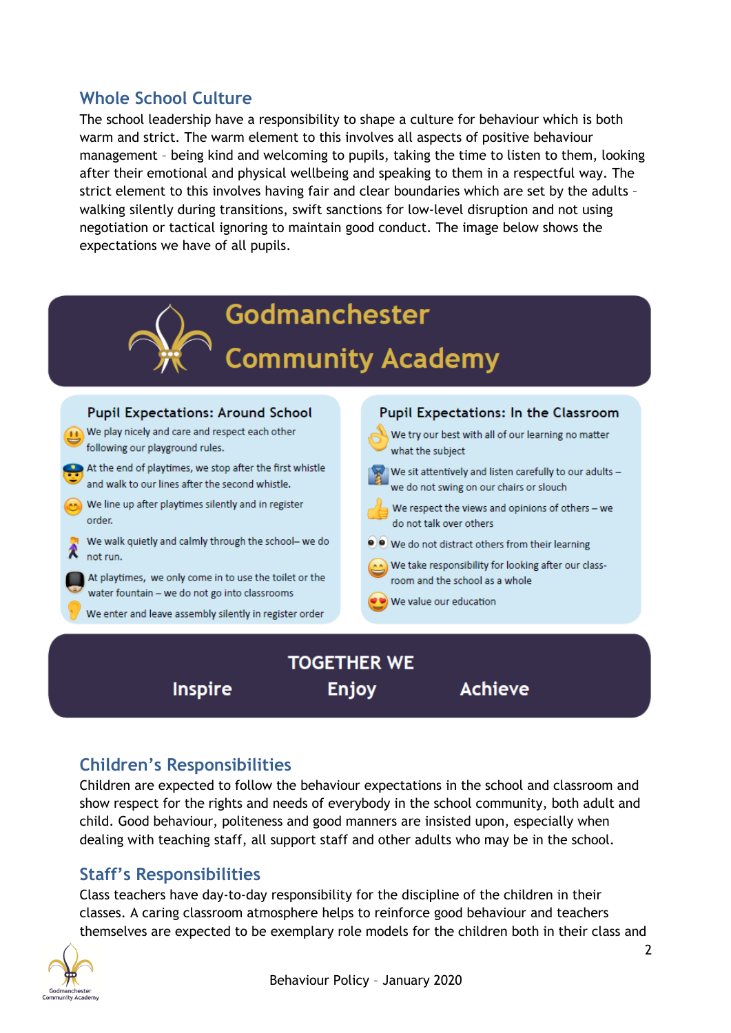## Whole School Culture

The school leadership have a responsibility to shape a culture for behaviour which is both warm and strict. The warm element to this involves all aspects of positive behaviour management – being kind and welcoming to pupils, taking the time to listen to them, looking after their emotional and physical wellbeing and speaking to them in a respectful way. The strict element to this involves having fair and clear boundaries which are set by the adults – walking silently during transitions, swift sanctions for low-level disruption and not using negotiation or tactical ignoring to maintain good conduct. The image below shows the expectations we have of all pupils.

**Godmanchester Community Academy**

**Pupil Expectations: Around School**

- We play nicely and care and respect each other following our playground rules.
- At the end of playtimes, we stop after the first whistle and walk to our lines after the second whistle.
- We line up after playtimes silently and in register order.
- We walk quietly and calmly through the school– we do not run.
- At playtimes, we only come in to use the toilet or the water fountain – we do not go into classrooms
- We enter and leave assembly silently in register order

**Pupil Expectations: In the Classroom**

- We try our best with all of our learning no matter what the subject
- We sit attentively and listen carefully to our adults – we do not swing on our chairs or slouch
- We respect the views and opinions of others – we do not talk over others
- We do not distract others from their learning
- We take responsibility for looking after our class-room and the school as a whole
- We value our education

**TOGETHER WE**

**Inspire Enjoy Achieve**

## Children's Responsibilities

Children are expected to follow the behaviour expectations in the school and classroom and show respect for the rights and needs of everybody in the school community, both adult and child. Good behaviour, politeness and good manners are insisted upon, especially when dealing with teaching staff, all support staff and other adults who may be in the school.

## Staff's Responsibilities

Class teachers have day-to-day responsibility for the discipline of the children in their classes. A caring classroom atmosphere helps to reinforce good behaviour and teachers themselves are expected to be exemplary role models for the children both in their class and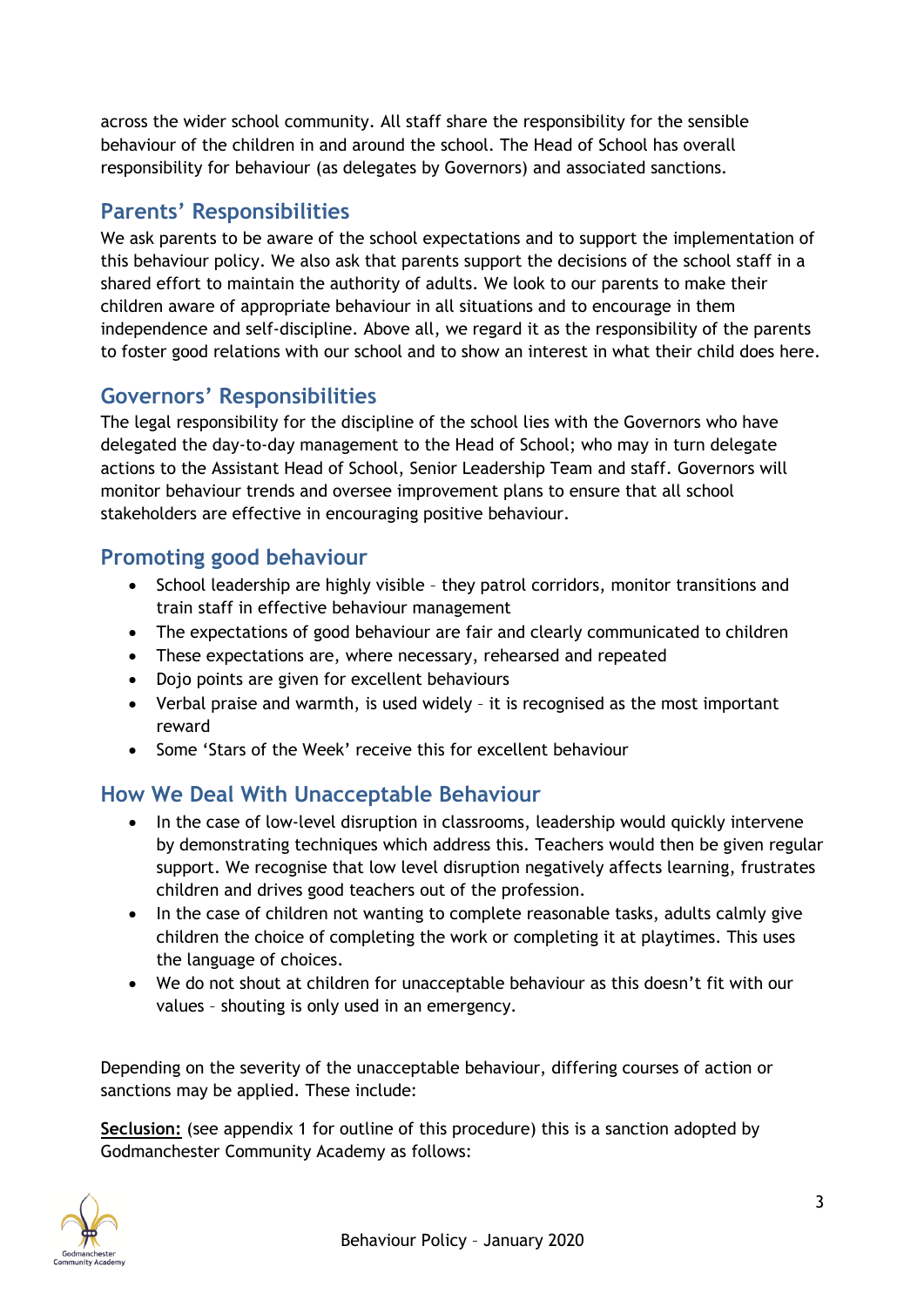across the wider school community. All staff share the responsibility for the sensible behaviour of the children in and around the school. The Head of School has overall responsibility for behaviour (as delegates by Governors) and associated sanctions.

## Parents' Responsibilities

We ask parents to be aware of the school expectations and to support the implementation of this behaviour policy. We also ask that parents support the decisions of the school staff in a shared effort to maintain the authority of adults. We look to our parents to make their children aware of appropriate behaviour in all situations and to encourage in them independence and self-discipline. Above all, we regard it as the responsibility of the parents to foster good relations with our school and to show an interest in what their child does here.

## Governors' Responsibilities

The legal responsibility for the discipline of the school lies with the Governors who have delegated the day-to-day management to the Head of School; who may in turn delegate actions to the Assistant Head of School, Senior Leadership Team and staff. Governors will monitor behaviour trends and oversee improvement plans to ensure that all school stakeholders are effective in encouraging positive behaviour.

## Promoting good behaviour

- School leadership are highly visible – they patrol corridors, monitor transitions and train staff in effective behaviour management
- The expectations of good behaviour are fair and clearly communicated to children
- These expectations are, where necessary, rehearsed and repeated
- Dojo points are given for excellent behaviours
- Verbal praise and warmth, is used widely – it is recognised as the most important reward
- Some 'Stars of the Week' receive this for excellent behaviour

## How We Deal With Unacceptable Behaviour

- In the case of low-level disruption in classrooms, leadership would quickly intervene by demonstrating techniques which address this. Teachers would then be given regular support. We recognise that low level disruption negatively affects learning, frustrates children and drives good teachers out of the profession.
- In the case of children not wanting to complete reasonable tasks, adults calmly give children the choice of completing the work or completing it at playtimes. This uses the language of choices.
- We do not shout at children for unacceptable behaviour as this doesn't fit with our values – shouting is only used in an emergency.

Depending on the severity of the unacceptable behaviour, differing courses of action or sanctions may be applied. These include:

**Seclusion:** (see appendix 1 for outline of this procedure) this is a sanction adopted by Godmanchester Community Academy as follows: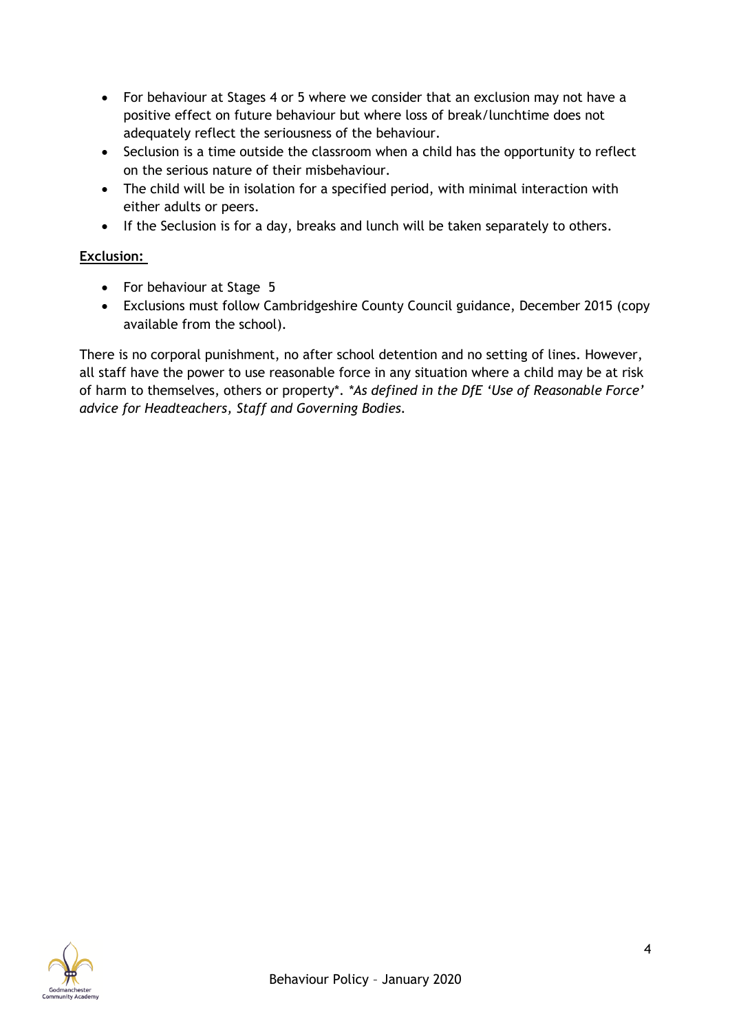- For behaviour at Stages 4 or 5 where we consider that an exclusion may not have a positive effect on future behaviour but where loss of break/lunchtime does not adequately reflect the seriousness of the behaviour.
- Seclusion is a time outside the classroom when a child has the opportunity to reflect on the serious nature of their misbehaviour.
- The child will be in isolation for a specified period, with minimal interaction with either adults or peers.
- If the Seclusion is for a day, breaks and lunch will be taken separately to others.

**Exclusion:**

- For behaviour at Stage 5
- Exclusions must follow Cambridgeshire County Council guidance, December 2015 (copy available from the school).

There is no corporal punishment, no after school detention and no setting of lines. However, all staff have the power to use reasonable force in any situation where a child may be at risk of harm to themselves, others or property*. *\*As defined in the DfE 'Use of Reasonable Force' advice for Headteachers, Staff and Governing Bodies.*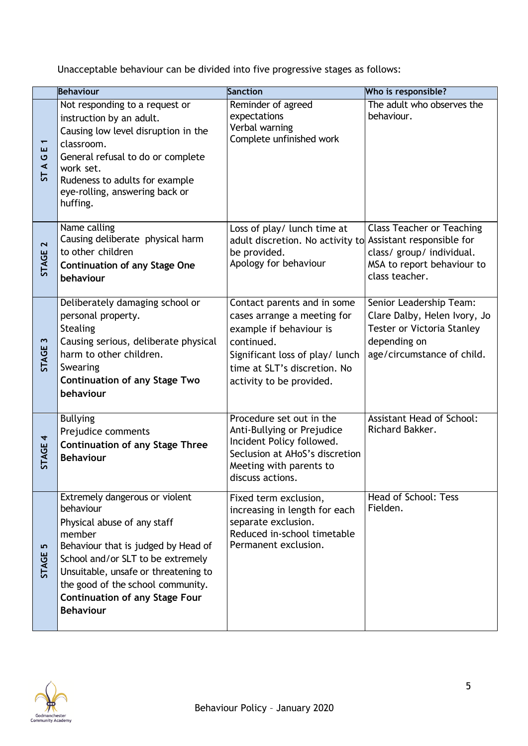Unacceptable behaviour can be divided into five progressive stages as follows:

| | Behaviour | Sanction | Who is responsible? |
|---|---|---|---|
| STAGE 1 | Not responding to a request or instruction by an adult.<br>Causing low level disruption in the classroom.<br>General refusal to do or complete work set.<br>Rudeness to adults for example eye-rolling, answering back or huffing. | Reminder of agreed expectations<br>Verbal warning<br>Complete unfinished work | The adult who observes the behaviour. |
| STAGE 2 | Name calling<br>Causing deliberate physical harm to other children<br>**Continuation of any Stage One behaviour** | Loss of play/ lunch time at adult discretion. No activity to be provided.<br>Apology for behaviour | Class Teacher or Teaching Assistant responsible for class/ group/ individual. MSA to report behaviour to class teacher. |
| STAGE 3 | Deliberately damaging school or personal property.<br>Stealing<br>Causing serious, deliberate physical harm to other children.<br>Swearing<br>**Continuation of any Stage Two behaviour** | Contact parents and in some cases arrange a meeting for example if behaviour is continued.<br>Significant loss of play/ lunch time at SLT's discretion. No activity to be provided. | Senior Leadership Team: Clare Dalby, Helen Ivory, Jo Tester or Victoria Stanley depending on age/circumstance of child. |
| STAGE 4 | Bullying<br>Prejudice comments<br>**Continuation of any Stage Three Behaviour** | Procedure set out in the Anti-Bullying or Prejudice Incident Policy followed.<br>Seclusion at AHoS's discretion<br>Meeting with parents to discuss actions. | Assistant Head of School: Richard Bakker. |
| STAGE 5 | Extremely dangerous or violent behaviour<br>Physical abuse of any staff member<br>Behaviour that is judged by Head of School and/or SLT to be extremely Unsuitable, unsafe or threatening to the good of the school community.<br>**Continuation of any Stage Four Behaviour** | Fixed term exclusion, increasing in length for each separate exclusion.<br>Reduced in-school timetable<br>Permanent exclusion. | Head of School: Tess Fielden. |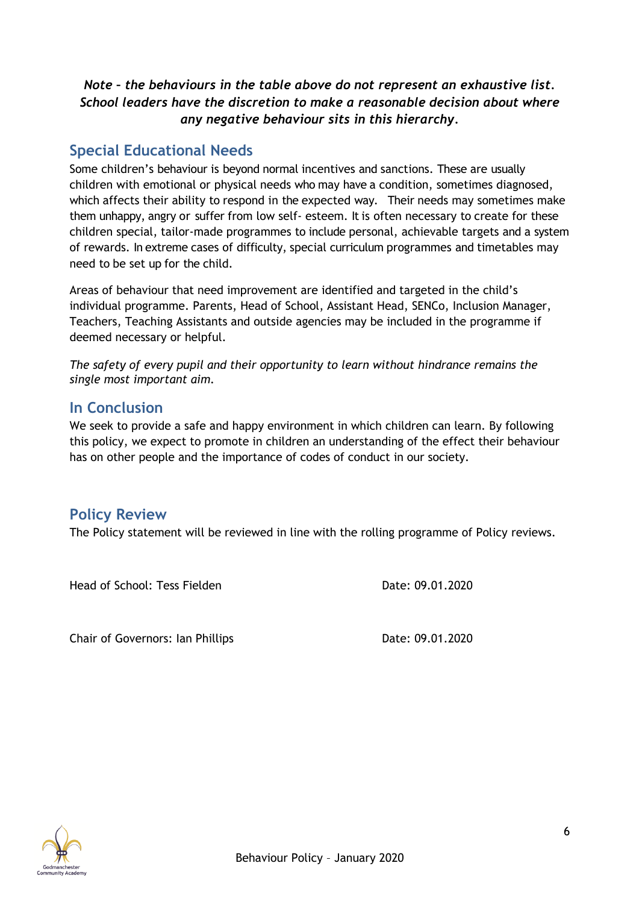***Note – the behaviours in the table above do not represent an exhaustive list. School leaders have the discretion to make a reasonable decision about where any negative behaviour sits in this hierarchy.***

## Special Educational Needs

Some children's behaviour is beyond normal incentives and sanctions. These are usually children with emotional or physical needs who may have a condition, sometimes diagnosed, which affects their ability to respond in the expected way. Their needs may sometimes make them unhappy, angry or suffer from low self- esteem. It is often necessary to create for these children special, tailor-made programmes to include personal, achievable targets and a system of rewards. In extreme cases of difficulty, special curriculum programmes and timetables may need to be set up for the child.

Areas of behaviour that need improvement are identified and targeted in the child's individual programme. Parents, Head of School, Assistant Head, SENCo, Inclusion Manager, Teachers, Teaching Assistants and outside agencies may be included in the programme if deemed necessary or helpful.

*The safety of every pupil and their opportunity to learn without hindrance remains the single most important aim.*

## In Conclusion

We seek to provide a safe and happy environment in which children can learn. By following this policy, we expect to promote in children an understanding of the effect their behaviour has on other people and the importance of codes of conduct in our society.

## Policy Review

The Policy statement will be reviewed in line with the rolling programme of Policy reviews.

Head of School: Tess Fielden　　Date: 09.01.2020

Chair of Governors: Ian Phillips　　Date: 09.01.2020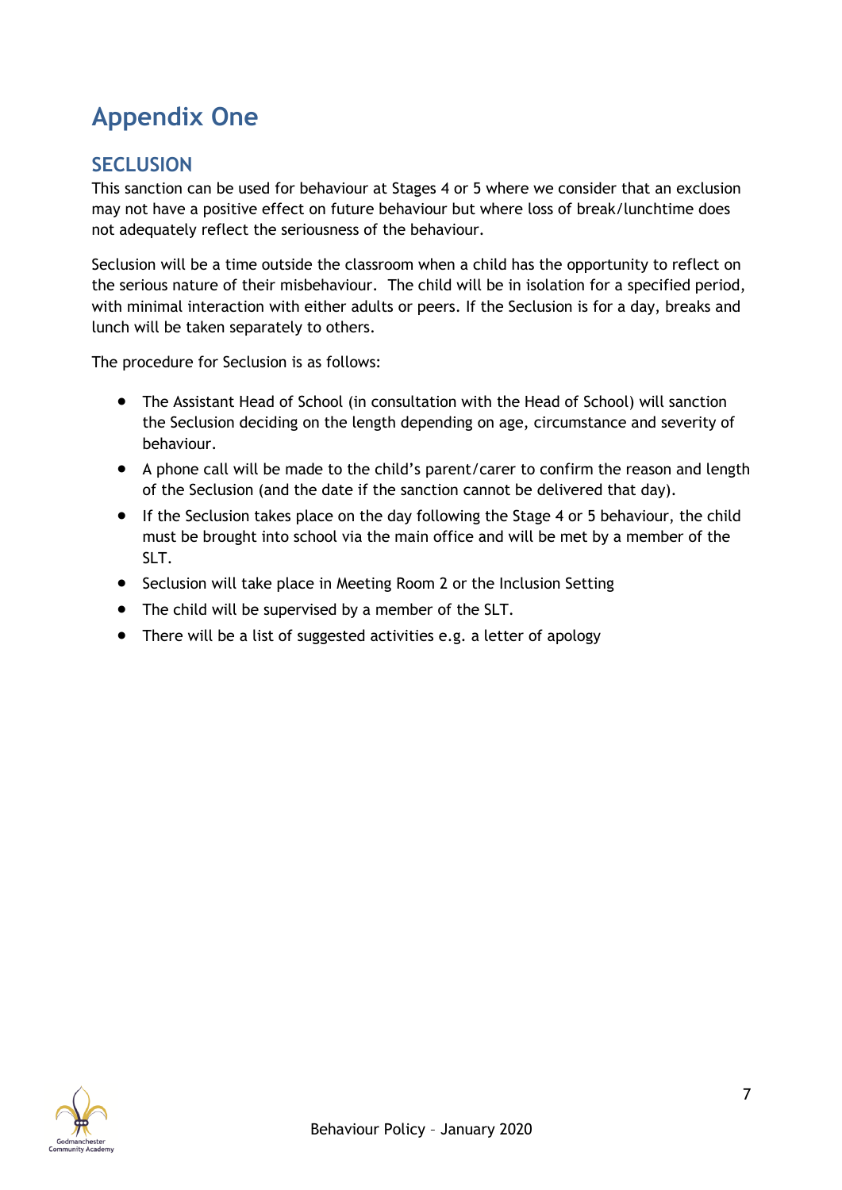# Appendix One

## SECLUSION

This sanction can be used for behaviour at Stages 4 or 5 where we consider that an exclusion may not have a positive effect on future behaviour but where loss of break/lunchtime does not adequately reflect the seriousness of the behaviour.

Seclusion will be a time outside the classroom when a child has the opportunity to reflect on the serious nature of their misbehaviour. The child will be in isolation for a specified period, with minimal interaction with either adults or peers. If the Seclusion is for a day, breaks and lunch will be taken separately to others.

The procedure for Seclusion is as follows:

- The Assistant Head of School (in consultation with the Head of School) will sanction the Seclusion deciding on the length depending on age, circumstance and severity of behaviour.
- A phone call will be made to the child's parent/carer to confirm the reason and length of the Seclusion (and the date if the sanction cannot be delivered that day).
- If the Seclusion takes place on the day following the Stage 4 or 5 behaviour, the child must be brought into school via the main office and will be met by a member of the SLT.
- Seclusion will take place in Meeting Room 2 or the Inclusion Setting
- The child will be supervised by a member of the SLT.
- There will be a list of suggested activities e.g. a letter of apology